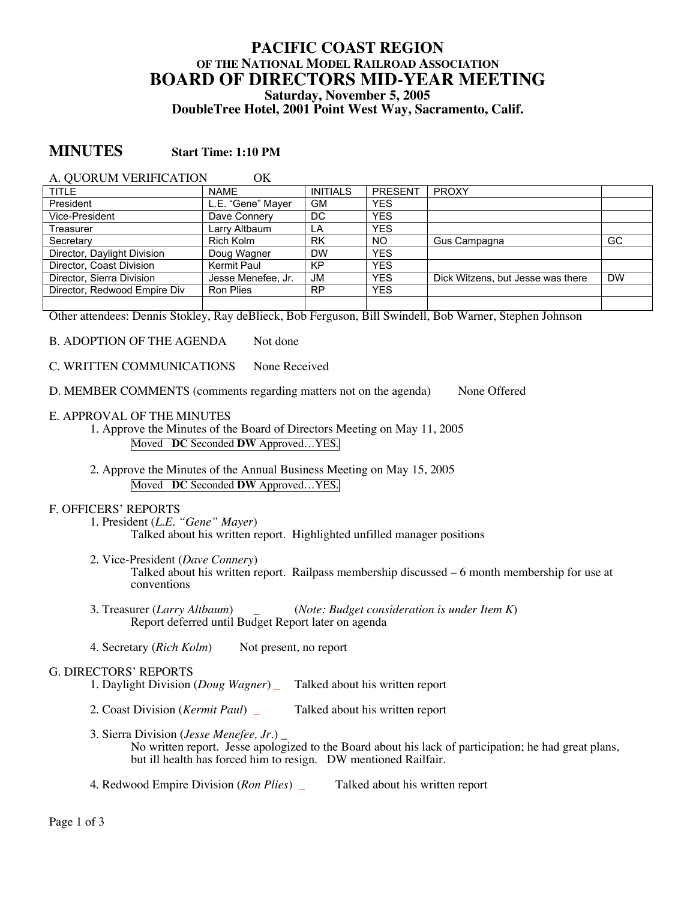# PACIFIC COAST REGION

### OF THE NATIONAL MODEL RAILROAD ASSOCIATION

# BOARD OF DIRECTORS MID-YEAR MEETING

### Saturday, November 5, 2005

### DoubleTree Hotel, 2001 Point West Way, Sacramento, Calif.

## MINUTES **Start Time: 1:10 PM**

A. QUORUM VERIFICATION OK

| TITLE | NAME | INITIALS | PRESENT | PROXY | |
|---|---|---|---|---|---|
| President | L.E. "Gene" Mayer | GM | YES | | |
| Vice-President | Dave Connery | DC | YES | | |
| Treasurer | Larry Altbaum | LA | YES | | |
| Secretary | Rich Kolm | RK | NO | Gus Campagna | GC |
| Director, Daylight Division | Doug Wagner | DW | YES | | |
| Director, Coast Division | Kermit Paul | KP | YES | | |
| Director, Sierra Division | Jesse Menefee, Jr. | JM | YES | Dick Witzens, but Jesse was there | DW |
| Director, Redwood Empire Div | Ron Plies | RP | YES | | |
| | | | | | |

Other attendees: Dennis Stokley, Ray deBlieck, Bob Ferguson, Bill Swindell, Bob Warner, Stephen Johnson

B. ADOPTION OF THE AGENDA Not done

C. WRITTEN COMMUNICATIONS None Received

D. MEMBER COMMENTS (comments regarding matters not on the agenda) None Offered

E. APPROVAL OF THE MINUTES

1. Approve the Minutes of the Board of Directors Meeting on May 11, 2005

   Moved **DC** Seconded **DW** Approved…YES.

2. Approve the Minutes of the Annual Business Meeting on May 15, 2005

   Moved **DC** Seconded **DW** Approved…YES.

F. OFFICERS' REPORTS

1. President (*L.E. "Gene" Mayer*)

   Talked about his written report. Highlighted unfilled manager positions

2. Vice-President (*Dave Connery*)

   Talked about his written report. Railpass membership discussed – 6 month membership for use at conventions

3. Treasurer (*Larry Altbaum*) _ (*Note: Budget consideration is under Item K*)

   Report deferred until Budget Report later on agenda

4. Secretary (*Rich Kolm*) Not present, no report

G. DIRECTORS' REPORTS

1. Daylight Division (*Doug Wagner*) _ Talked about his written report

2. Coast Division (*Kermit Paul*) _ Talked about his written report

3. Sierra Division (*Jesse Menefee, Jr.*) _

   No written report. Jesse apologized to the Board about his lack of participation; he had great plans, but ill health has forced him to resign. DW mentioned Railfair.

4. Redwood Empire Division (*Ron Plies*) _ Talked about his written report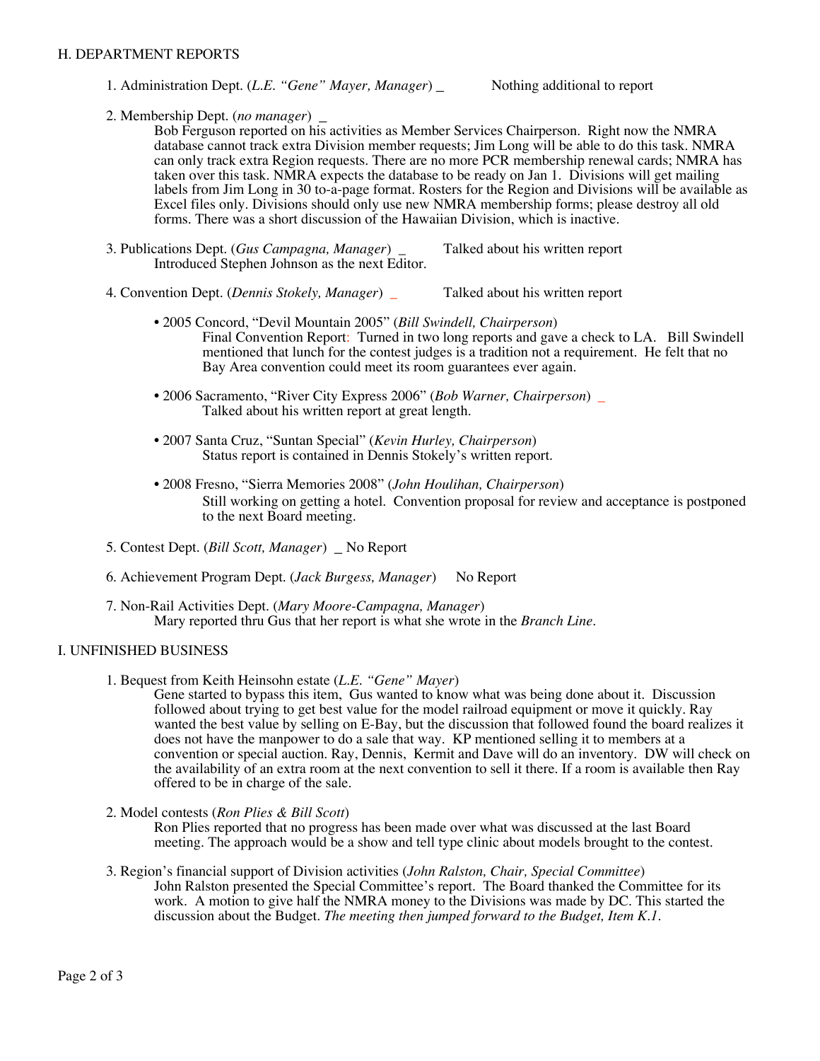## H. DEPARTMENT REPORTS

1. Administration Dept. (*L.E. "Gene" Mayer, Manager*) _ Nothing additional to report

2. Membership Dept. (*no manager*) _
   Bob Ferguson reported on his activities as Member Services Chairperson. Right now the NMRA database cannot track extra Division member requests; Jim Long will be able to do this task. NMRA can only track extra Region requests. There are no more PCR membership renewal cards; NMRA has taken over this task. NMRA expects the database to be ready on Jan 1. Divisions will get mailing labels from Jim Long in 30 to-a-page format. Rosters for the Region and Divisions will be available as Excel files only. Divisions should only use new NMRA membership forms; please destroy all old forms. There was a short discussion of the Hawaiian Division, which is inactive.

3. Publications Dept. (*Gus Campagna, Manager*) _ Talked about his written report
   Introduced Stephen Johnson as the next Editor.

4. Convention Dept. (*Dennis Stokely, Manager*) _ Talked about his written report

   - 2005 Concord, "Devil Mountain 2005" (*Bill Swindell, Chairperson*)
     Final Convention Report: Turned in two long reports and gave a check to LA. Bill Swindell mentioned that lunch for the contest judges is a tradition not a requirement. He felt that no Bay Area convention could meet its room guarantees ever again.

   - 2006 Sacramento, "River City Express 2006" (*Bob Warner, Chairperson*) _
     Talked about his written report at great length.

   - 2007 Santa Cruz, "Suntan Special" (*Kevin Hurley, Chairperson*)
     Status report is contained in Dennis Stokely's written report.

   - 2008 Fresno, "Sierra Memories 2008" (*John Houlihan, Chairperson*)
     Still working on getting a hotel. Convention proposal for review and acceptance is postponed to the next Board meeting.

5. Contest Dept. (*Bill Scott, Manager*) _ No Report

6. Achievement Program Dept. (*Jack Burgess, Manager*) No Report

7. Non-Rail Activities Dept. (*Mary Moore-Campagna, Manager*)
   Mary reported thru Gus that her report is what she wrote in the *Branch Line*.

## I. UNFINISHED BUSINESS

1. Bequest from Keith Heinsohn estate (*L.E. "Gene" Mayer*)
   Gene started to bypass this item, Gus wanted to know what was being done about it. Discussion followed about trying to get best value for the model railroad equipment or move it quickly. Ray wanted the best value by selling on E-Bay, but the discussion that followed found the board realizes it does not have the manpower to do a sale that way. KP mentioned selling it to members at a convention or special auction. Ray, Dennis, Kermit and Dave will do an inventory. DW will check on the availability of an extra room at the next convention to sell it there. If a room is available then Ray offered to be in charge of the sale.

2. Model contests (*Ron Plies & Bill Scott*)
   Ron Plies reported that no progress has been made over what was discussed at the last Board meeting. The approach would be a show and tell type clinic about models brought to the contest.

3. Region's financial support of Division activities (*John Ralston, Chair, Special Committee*)
   John Ralston presented the Special Committee's report. The Board thanked the Committee for its work. A motion to give half the NMRA money to the Divisions was made by DC. This started the discussion about the Budget. *The meeting then jumped forward to the Budget, Item K.1.*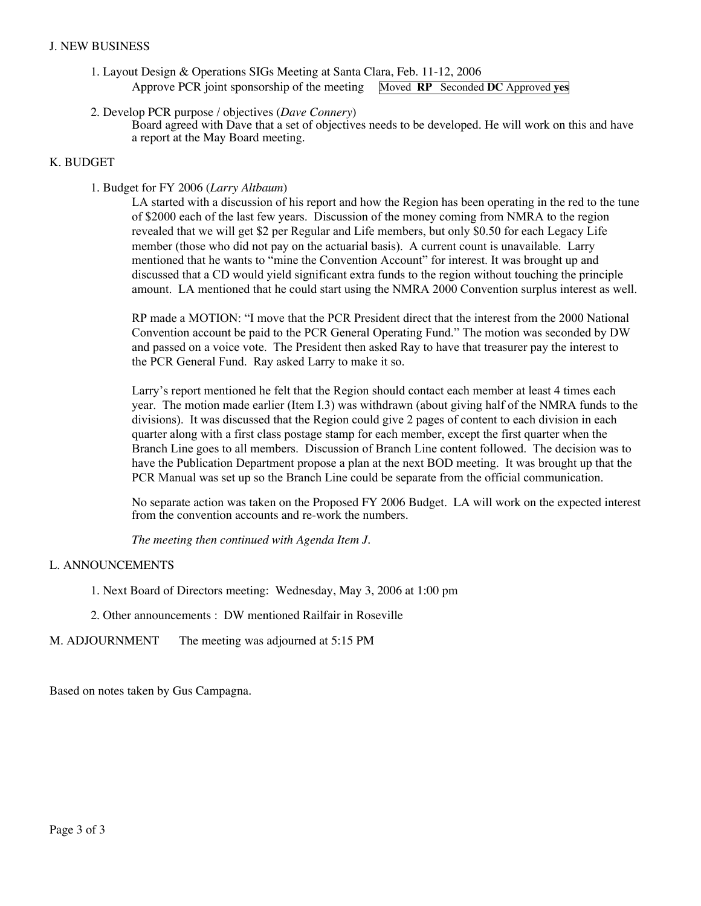## J. NEW BUSINESS

1. Layout Design & Operations SIGs Meeting at Santa Clara, Feb. 11-12, 2006
   Approve PCR joint sponsorship of the meeting     Moved **RP** Seconded **DC** Approved **yes**

2. Develop PCR purpose / objectives (*Dave Connery*)
   Board agreed with Dave that a set of objectives needs to be developed. He will work on this and have a report at the May Board meeting.

## K. BUDGET

1. Budget for FY 2006 (*Larry Altbaum*)

   LA started with a discussion of his report and how the Region has been operating in the red to the tune of $2000 each of the last few years. Discussion of the money coming from NMRA to the region revealed that we will get $2 per Regular and Life members, but only $0.50 for each Legacy Life member (those who did not pay on the actuarial basis). A current count is unavailable. Larry mentioned that he wants to "mine the Convention Account" for interest. It was brought up and discussed that a CD would yield significant extra funds to the region without touching the principle amount. LA mentioned that he could start using the NMRA 2000 Convention surplus interest as well.

   RP made a MOTION: "I move that the PCR President direct that the interest from the 2000 National Convention account be paid to the PCR General Operating Fund." The motion was seconded by DW and passed on a voice vote. The President then asked Ray to have that treasurer pay the interest to the PCR General Fund. Ray asked Larry to make it so.

   Larry's report mentioned he felt that the Region should contact each member at least 4 times each year. The motion made earlier (Item I.3) was withdrawn (about giving half of the NMRA funds to the divisions). It was discussed that the Region could give 2 pages of content to each division in each quarter along with a first class postage stamp for each member, except the first quarter when the Branch Line goes to all members. Discussion of Branch Line content followed. The decision was to have the Publication Department propose a plan at the next BOD meeting. It was brought up that the PCR Manual was set up so the Branch Line could be separate from the official communication.

   No separate action was taken on the Proposed FY 2006 Budget. LA will work on the expected interest from the convention accounts and re-work the numbers.

   *The meeting then continued with Agenda Item J.*

## L. ANNOUNCEMENTS

1. Next Board of Directors meeting: Wednesday, May 3, 2006 at 1:00 pm

2. Other announcements : DW mentioned Railfair in Roseville

## M. ADJOURNMENT

The meeting was adjourned at 5:15 PM

Based on notes taken by Gus Campagna.